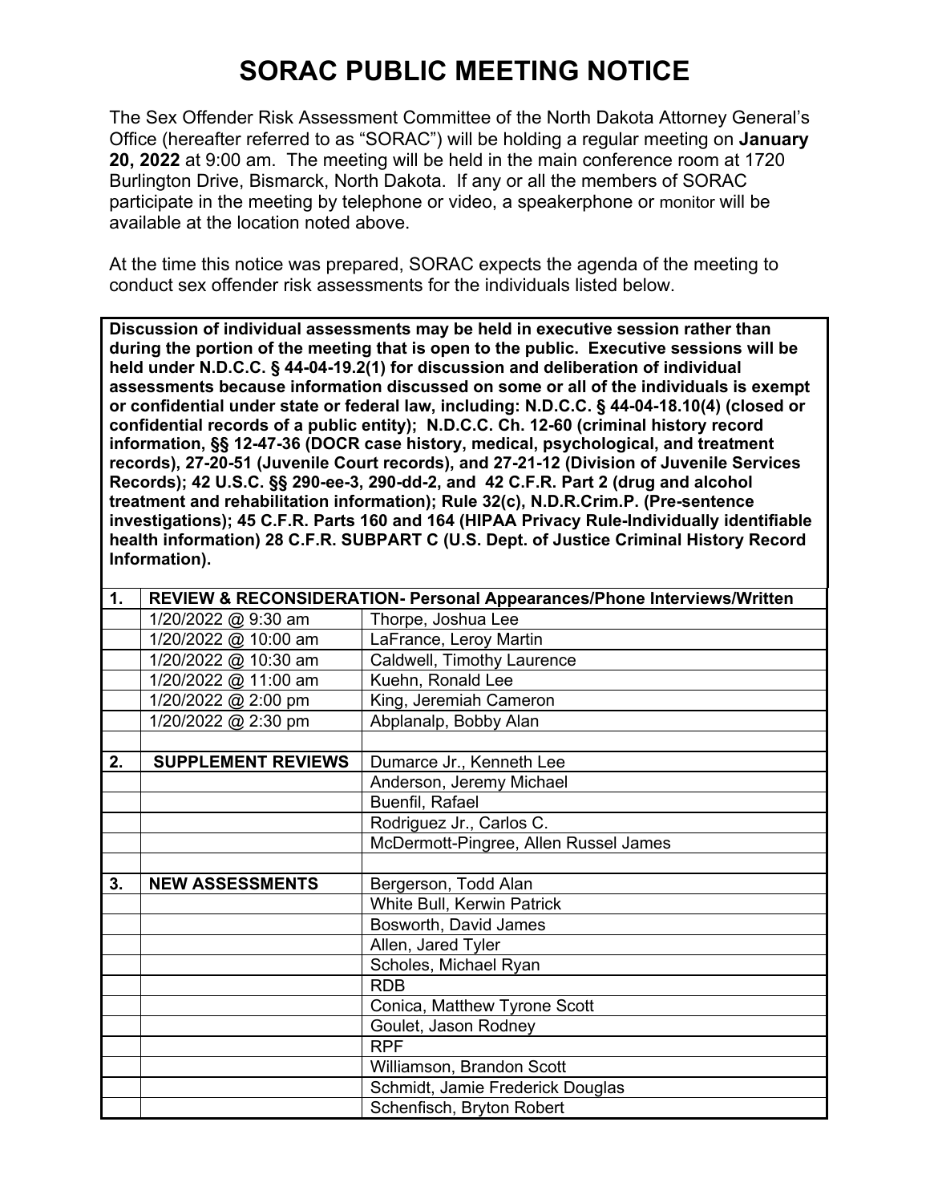# SORAC PUBLIC MEETING NOTICE

The Sex Offender Risk Assessment Committee of the North Dakota Attorney General's Office (hereafter referred to as "SORAC") will be holding a regular meeting on **January 20, 2022** at 9:00 am. The meeting will be held in the main conference room at 1720 Burlington Drive, Bismarck, North Dakota. If any or all the members of SORAC participate in the meeting by telephone or video, a speakerphone or monitor will be available at the location noted above.

At the time this notice was prepared, SORAC expects the agenda of the meeting to conduct sex offender risk assessments for the individuals listed below.

**Discussion of individual assessments may be held in executive session rather than during the portion of the meeting that is open to the public. Executive sessions will be held under N.D.C.C. § 44-04-19.2(1) for discussion and deliberation of individual assessments because information discussed on some or all of the individuals is exempt or confidential under state or federal law, including: N.D.C.C. § 44-04-18.10(4) (closed or confidential records of a public entity); N.D.C.C. Ch. 12-60 (criminal history record information, §§ 12-47-36 (DOCR case history, medical, psychological, and treatment records), 27-20-51 (Juvenile Court records), and 27-21-12 (Division of Juvenile Services Records); 42 U.S.C. §§ 290-ee-3, 290-dd-2, and 42 C.F.R. Part 2 (drug and alcohol treatment and rehabilitation information); Rule 32(c), N.D.R.Crim.P. (Pre-sentence investigations); 45 C.F.R. Parts 160 and 164 (HIPAA Privacy Rule-Individually identifiable health information) 28 C.F.R. SUBPART C (U.S. Dept. of Justice Criminal History Record Information).**

| 1. | **REVIEW & RECONSIDERATION- Personal Appearances/Phone Interviews/Written** | |
|---|---|---|
| | 1/20/2022 @ 9:30 am | Thorpe, Joshua Lee |
| | 1/20/2022 @ 10:00 am | LaFrance, Leroy Martin |
| | 1/20/2022 @ 10:30 am | Caldwell, Timothy Laurence |
| | 1/20/2022 @ 11:00 am | Kuehn, Ronald Lee |
| | 1/20/2022 @ 2:00 pm | King, Jeremiah Cameron |
| | 1/20/2022 @ 2:30 pm | Abplanalp, Bobby Alan |
| | | |
| **2.** | **SUPPLEMENT REVIEWS** | Dumarce Jr., Kenneth Lee |
| | | Anderson, Jeremy Michael |
| | | Buenfil, Rafael |
| | | Rodriguez Jr., Carlos C. |
| | | McDermott-Pingree, Allen Russel James |
| | | |
| **3.** | **NEW ASSESSMENTS** | Bergerson, Todd Alan |
| | | White Bull, Kerwin Patrick |
| | | Bosworth, David James |
| | | Allen, Jared Tyler |
| | | Scholes, Michael Ryan |
| | | RDB |
| | | Conica, Matthew Tyrone Scott |
| | | Goulet, Jason Rodney |
| | | RPF |
| | | Williamson, Brandon Scott |
| | | Schmidt, Jamie Frederick Douglas |
| | | Schenfisch, Bryton Robert |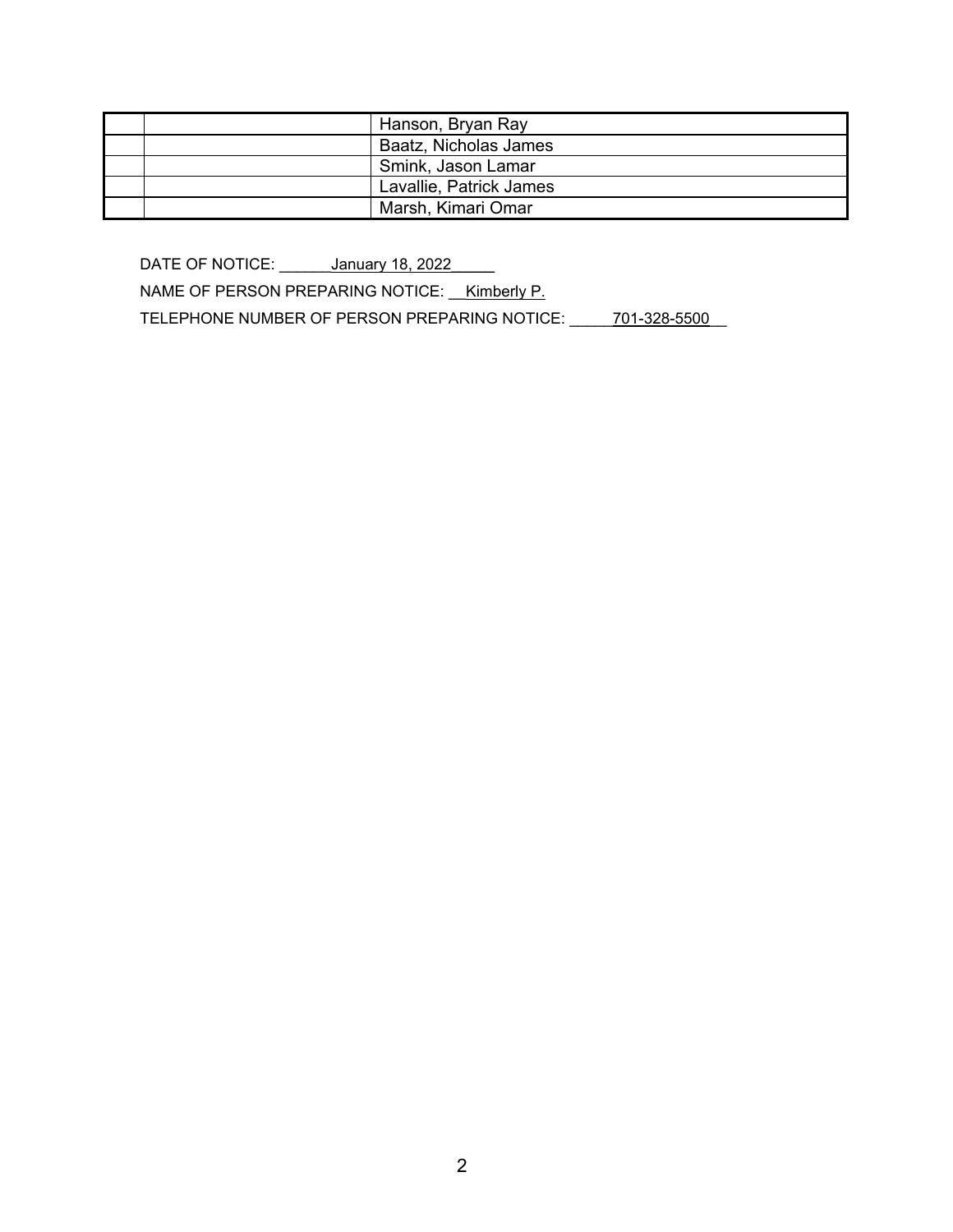| | | |
|---|---|---|
| | | Hanson, Bryan Ray |
| | | Baatz, Nicholas James |
| | | Smink, Jason Lamar |
| | | Lavallie, Patrick James |
| | | Marsh, Kimari Omar |

DATE OF NOTICE: January 18, 2022

NAME OF PERSON PREPARING NOTICE: Kimberly P.

TELEPHONE NUMBER OF PERSON PREPARING NOTICE: 701-328-5500